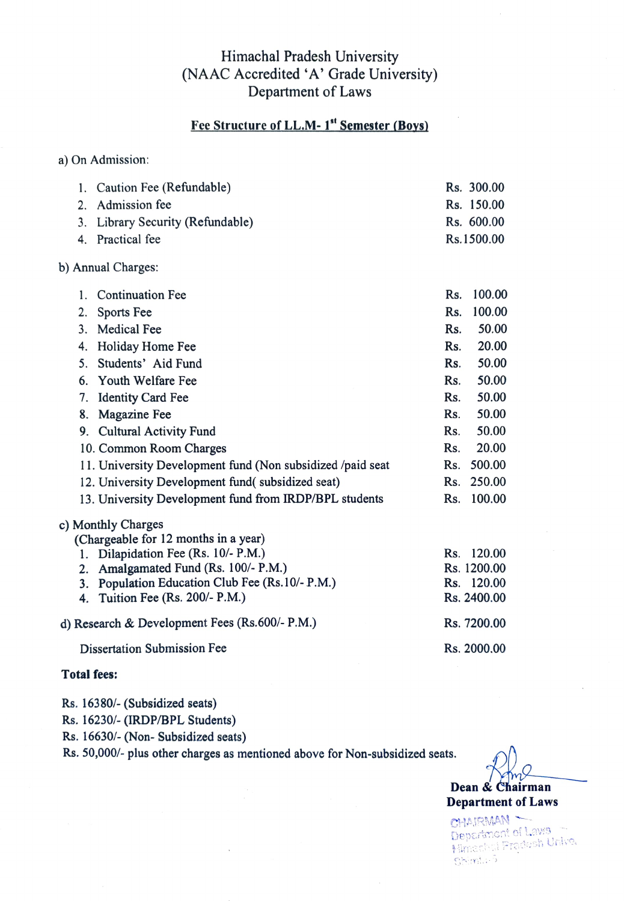# Himachal Pradesh University
## (NAAC Accredited 'A' Grade University)
## Department of Laws

### Fee Structure of LL.M- 1st Semester (Boys)

a) On Admission:

| | | |
|---|---|---|
| 1. | Caution Fee (Refundable) | Rs. 300.00 |
| 2. | Admission fee | Rs. 150.00 |
| 3. | Library Security (Refundable) | Rs. 600.00 |
| 4. | Practical fee | Rs.1500.00 |

b) Annual Charges:

| | | |
|---|---|---|
| 1. | Continuation Fee | Rs. 100.00 |
| 2. | Sports Fee | Rs. 100.00 |
| 3. | Medical Fee | Rs. 50.00 |
| 4. | Holiday Home Fee | Rs. 20.00 |
| 5. | Students' Aid Fund | Rs. 50.00 |
| 6. | Youth Welfare Fee | Rs. 50.00 |
| 7. | Identity Card Fee | Rs. 50.00 |
| 8. | Magazine Fee | Rs. 50.00 |
| 9. | Cultural Activity Fund | Rs. 50.00 |
| 10. | Common Room Charges | Rs. 20.00 |
| 11. | University Development fund (Non subsidized /paid seat | Rs. 500.00 |
| 12. | University Development fund( subsidized seat) | Rs. 250.00 |
| 13. | University Development fund from IRDP/BPL students | Rs. 100.00 |

c) Monthly Charges
(Chargeable for 12 months in a year)

| | | |
|---|---|---|
| 1. | Dilapidation Fee (Rs. 10/- P.M.) | Rs. 120.00 |
| 2. | Amalgamated Fund (Rs. 100/- P.M.) | Rs. 1200.00 |
| 3. | Population Education Club Fee (Rs.10/- P.M.) | Rs. 120.00 |
| 4. | Tuition Fee (Rs. 200/- P.M.) | Rs. 2400.00 |

d) Research & Development Fees (Rs.600/- P.M.) — Rs. 7200.00

Dissertation Submission Fee — Rs. 2000.00

**Total fees:**

Rs. 16380/- (Subsidized seats)
Rs. 16230/- (IRDP/BPL Students)
Rs. 16630/- (Non- Subsidized seats)
Rs. 50,000/- plus other charges as mentioned above for Non-subsidized seats.

**Dean & Chairman**
**Department of Laws**

CHAIRMAN
Department of Laws
Himachal Pradesh Univ.
Shimla-5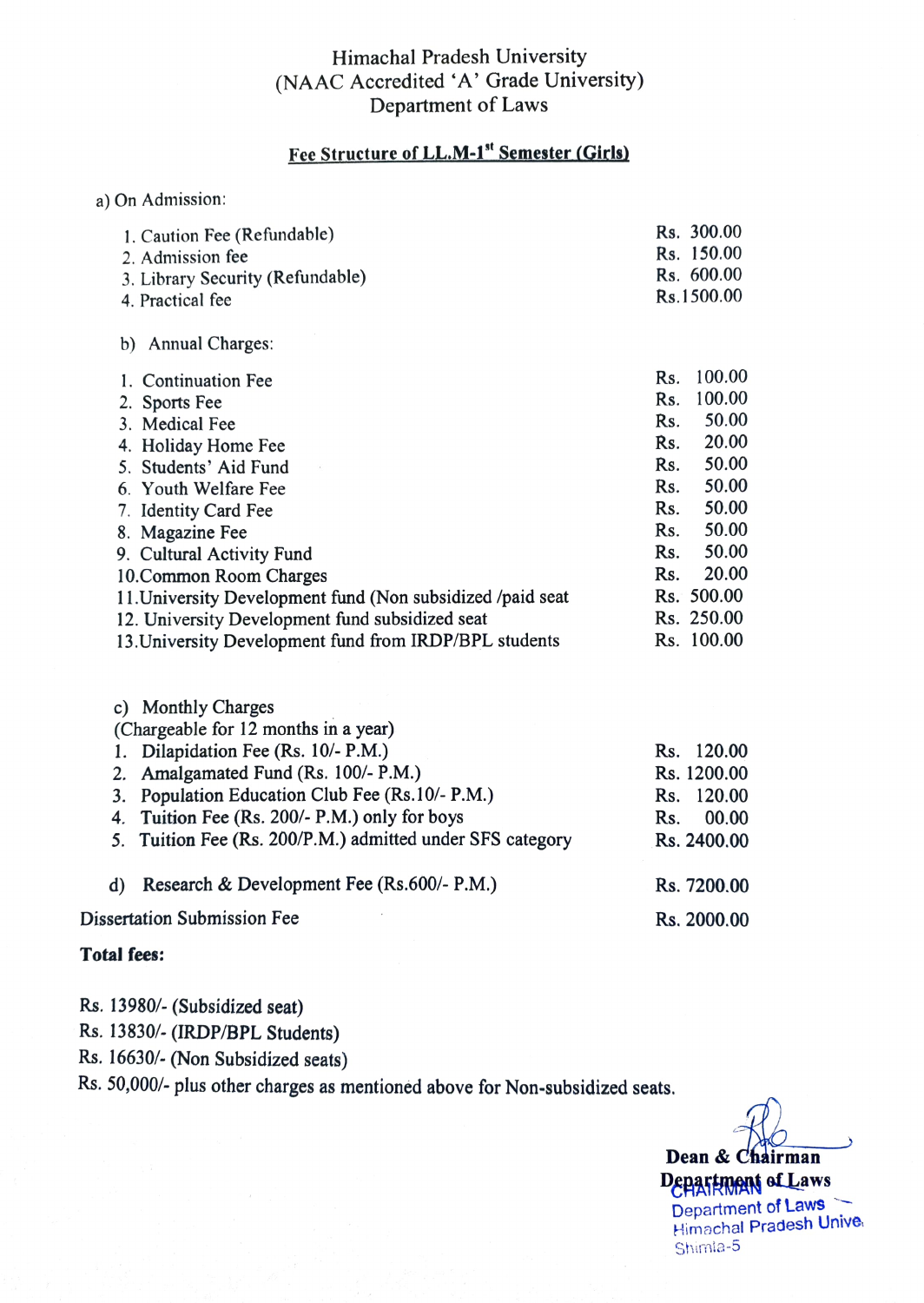Himachal Pradesh University
(NAAC Accredited 'A' Grade University)
Department of Laws

## Fee Structure of LL.M-1st Semester (Girls)

a) On Admission:

| | |
|---|---|
| 1. Caution Fee (Refundable) | Rs. 300.00 |
| 2. Admission fee | Rs. 150.00 |
| 3. Library Security (Refundable) | Rs. 600.00 |
| 4. Practical fee | Rs.1500.00 |

b) Annual Charges:

| | |
|---|---|
| 1. Continuation Fee | Rs. 100.00 |
| 2. Sports Fee | Rs. 100.00 |
| 3. Medical Fee | Rs. 50.00 |
| 4. Holiday Home Fee | Rs. 20.00 |
| 5. Students' Aid Fund | Rs. 50.00 |
| 6. Youth Welfare Fee | Rs. 50.00 |
| 7. Identity Card Fee | Rs. 50.00 |
| 8. Magazine Fee | Rs. 50.00 |
| 9. Cultural Activity Fund | Rs. 50.00 |
| 10.Common Room Charges | Rs. 20.00 |
| 11.University Development fund (Non subsidized /paid seat | Rs. 500.00 |
| 12. University Development fund subsidized seat | Rs. 250.00 |
| 13.University Development fund from IRDP/BPL students | Rs. 100.00 |

c) Monthly Charges
(Chargeable for 12 months in a year)

| | |
|---|---|
| 1. Dilapidation Fee (Rs. 10/- P.M.) | Rs. 120.00 |
| 2. Amalgamated Fund (Rs. 100/- P.M.) | Rs. 1200.00 |
| 3. Population Education Club Fee (Rs.10/- P.M.) | Rs. 120.00 |
| 4. Tuition Fee (Rs. 200/- P.M.) only for boys | Rs. 00.00 |
| 5. Tuition Fee (Rs. 200/P.M.) admitted under SFS category | Rs. 2400.00 |

| | |
|---|---|
| d) Research & Development Fee (Rs.600/- P.M.) | Rs. 7200.00 |
| Dissertation Submission Fee | Rs. 2000.00 |

**Total fees:**

Rs. 13980/- (Subsidized seat)
Rs. 13830/- (IRDP/BPL Students)
Rs. 16630/- (Non Subsidized seats)
Rs. 50,000/- plus other charges as mentioned above for Non-subsidized seats.

**Dean & Chairman**
**Department of Laws**

CHAIRMAN
Department of Laws
Himachal Pradesh Unive.
Shimla-5